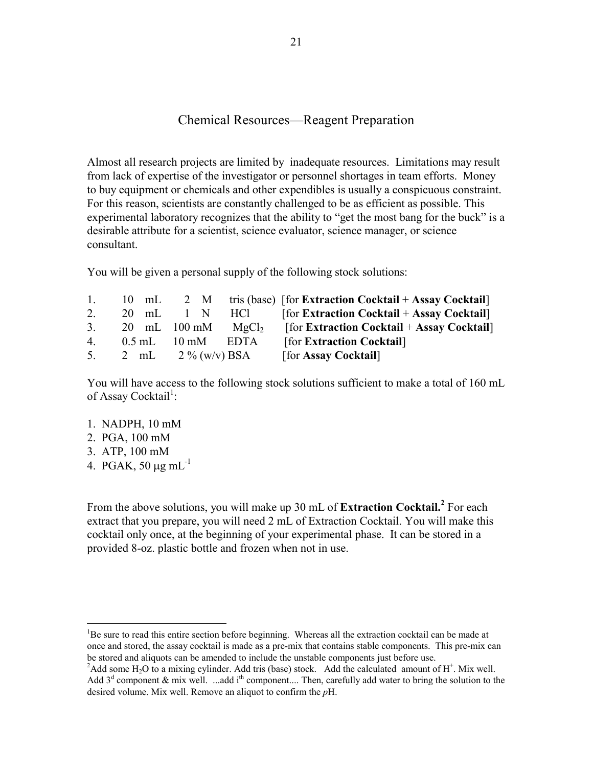# Chemical Resources—Reagent Preparation

Almost all research projects are limited by inadequate resources. Limitations may result from lack of expertise of the investigator or personnel shortages in team efforts. Money to buy equipment or chemicals and other expendibles is usually a conspicuous constraint. For this reason, scientists are constantly challenged to be as efficient as possible. This experimental laboratory recognizes that the ability to "get the most bang for the buck" is a desirable attribute for a scientist, science evaluator, science manager, or science consultant.

You will be given a personal supply of the following stock solutions:

| | | | | |
|---|---|---|---|---|
| 1. | 10 mL | 2 M | tris (base) | [for **Extraction Cocktail** + **Assay Cocktail**] |
| 2. | 20 mL | 1 N | HCl | [for **Extraction Cocktail** + **Assay Cocktail**] |
| 3. | 20 mL | 100 mM | $MgCl_2$ | [for **Extraction Cocktail** + **Assay Cocktail**] |
| 4. | 0.5 mL | 10 mM | EDTA | [for **Extraction Cocktail**] |
| 5. | 2 mL | 2 % (w/v) | BSA | [for **Assay Cocktail**] |

You will have access to the following stock solutions sufficient to make a total of 160 mL of Assay Cocktail[1]:

1. NADPH, 10 mM
2. PGA, 100 mM
3. ATP, 100 mM
4. PGAK, 50 $\mu g\ mL^{-1}$

From the above solutions, you will make up 30 mL of **Extraction Cocktail.[2]** For each extract that you prepare, you will need 2 mL of Extraction Cocktail. You will make this cocktail only once, at the beginning of your experimental phase. It can be stored in a provided 8-oz. plastic bottle and frozen when not in use.

---

[1] Be sure to read this entire section before beginning. Whereas all the extraction cocktail can be made at once and stored, the assay cocktail is made as a pre-mix that contains stable components. This pre-mix can be stored and aliquots can be amended to include the unstable components just before use.

[2] Add some $H_2O$ to a mixing cylinder. Add tris (base) stock. Add the calculated amount of $H^+$. Mix well. Add 3[d] component & mix well. ...add i[th] component.... Then, carefully add water to bring the solution to the desired volume. Mix well. Remove an aliquot to confirm the *p*H.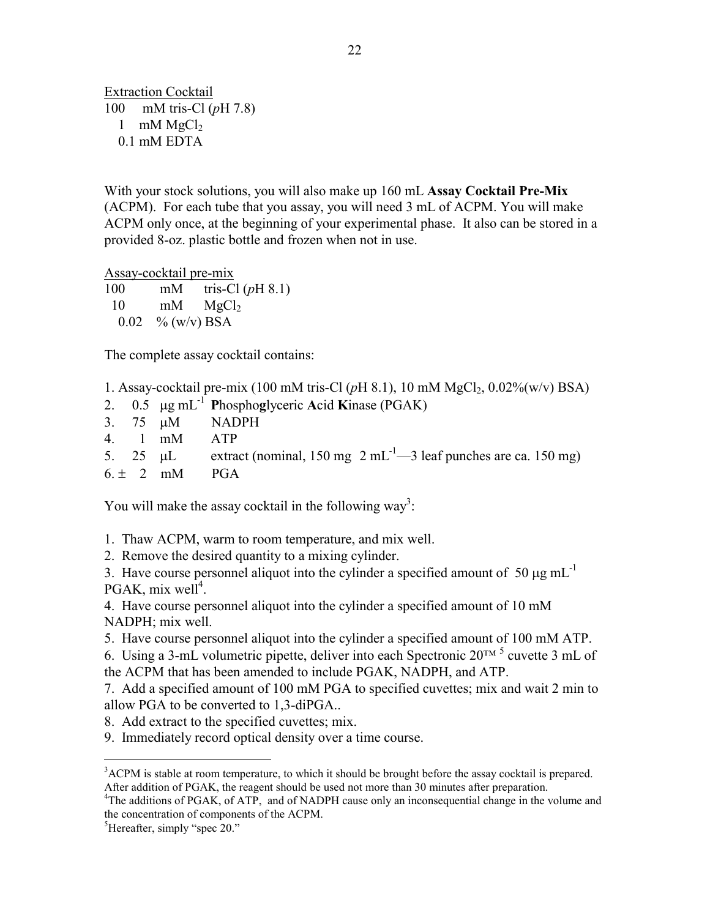Extraction Cocktail

100 mM tris-Cl (*p*H 7.8)
1 mM $MgCl_2$
0.1 mM EDTA

With your stock solutions, you will also make up 160 mL **Assay Cocktail Pre-Mix** (ACPM). For each tube that you assay, you will need 3 mL of ACPM. You will make ACPM only once, at the beginning of your experimental phase. It also can be stored in a provided 8-oz. plastic bottle and frozen when not in use.

Assay-cocktail pre-mix

100 mM tris-Cl (*p*H 8.1)
10 mM $MgCl_2$
0.02 % (w/v) BSA

The complete assay cocktail contains:

1. Assay-cocktail pre-mix (100 mM tris-Cl (*p*H 8.1), 10 mM $MgCl_2$, 0.02%(w/v) BSA)
2. 0.5 μg $mL^{-1}$ **P**hospho**g**lyceric **A**cid **K**inase (PGAK)
3. 75 μM NADPH
4. 1 mM ATP
5. 25 μL extract (nominal, 150 mg 2 $mL^{-1}$—3 leaf punches are ca. 150 mg)
6. ± 2 mM PGA

You will make the assay cocktail in the following way[3]:

1. Thaw ACPM, warm to room temperature, and mix well.
2. Remove the desired quantity to a mixing cylinder.
3. Have course personnel aliquot into the cylinder a specified amount of 50 μg $mL^{-1}$ PGAK, mix well[4].
4. Have course personnel aliquot into the cylinder a specified amount of 10 mM NADPH; mix well.
5. Have course personnel aliquot into the cylinder a specified amount of 100 mM ATP.
6. Using a 3-mL volumetric pipette, deliver into each Spectronic 20™ [5] cuvette 3 mL of the ACPM that has been amended to include PGAK, NADPH, and ATP.
7. Add a specified amount of 100 mM PGA to specified cuvettes; mix and wait 2 min to allow PGA to be converted to 1,3-diPGA..
8. Add extract to the specified cuvettes; mix.
9. Immediately record optical density over a time course.

---

[3] ACPM is stable at room temperature, to which it should be brought before the assay cocktail is prepared. After addition of PGAK, the reagent should be used not more than 30 minutes after preparation.

[4] The additions of PGAK, of ATP, and of NADPH cause only an inconsequential change in the volume and the concentration of components of the ACPM.

[5] Hereafter, simply "spec 20."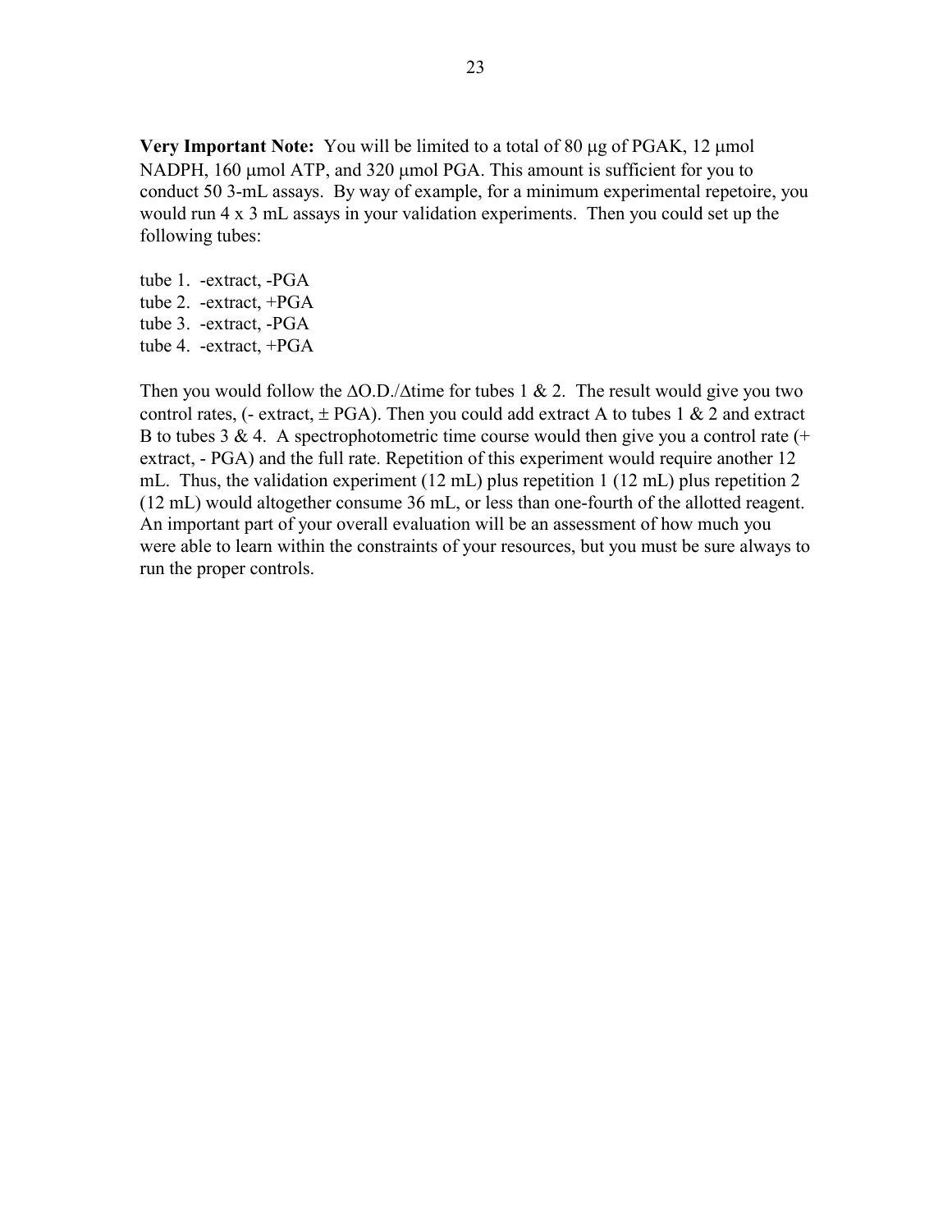**Very Important Note:** You will be limited to a total of 80 μg of PGAK, 12 μmol NADPH, 160 μmol ATP, and 320 μmol PGA. This amount is sufficient for you to conduct 50 3-mL assays. By way of example, for a minimum experimental repetoire, you would run 4 x 3 mL assays in your validation experiments. Then you could set up the following tubes:

tube 1. -extract, -PGA
tube 2. -extract, +PGA
tube 3. -extract, -PGA
tube 4. -extract, +PGA

Then you would follow the ΔO.D./Δtime for tubes 1 & 2. The result would give you two control rates, (- extract, ± PGA). Then you could add extract A to tubes 1 & 2 and extract B to tubes 3 & 4. A spectrophotometric time course would then give you a control rate (+ extract, - PGA) and the full rate. Repetition of this experiment would require another 12 mL. Thus, the validation experiment (12 mL) plus repetition 1 (12 mL) plus repetition 2 (12 mL) would altogether consume 36 mL, or less than one-fourth of the allotted reagent. An important part of your overall evaluation will be an assessment of how much you were able to learn within the constraints of your resources, but you must be sure always to run the proper controls.